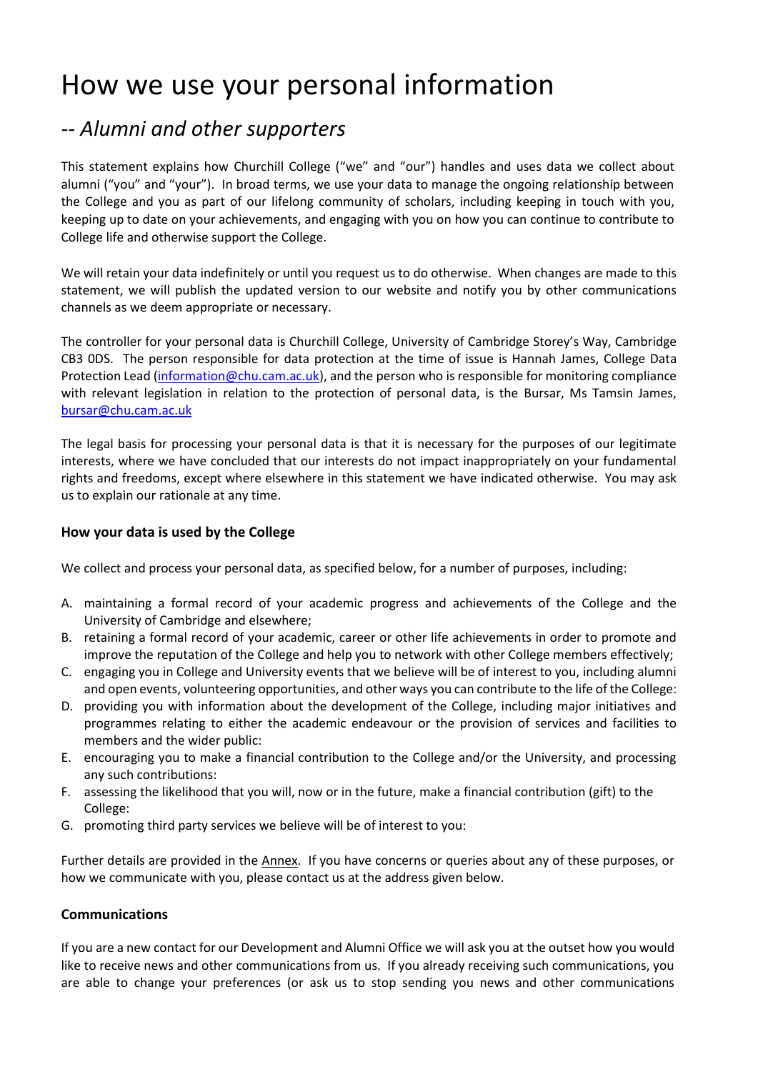# How we use your personal information

## -- *Alumni and other supporters*

This statement explains how Churchill College ("we" and "our") handles and uses data we collect about alumni ("you" and "your"). In broad terms, we use your data to manage the ongoing relationship between the College and you as part of our lifelong community of scholars, including keeping in touch with you, keeping up to date on your achievements, and engaging with you on how you can continue to contribute to College life and otherwise support the College.

We will retain your data indefinitely or until you request us to do otherwise. When changes are made to this statement, we will publish the updated version to our website and notify you by other communications channels as we deem appropriate or necessary.

The controller for your personal data is Churchill College, University of Cambridge Storey's Way, Cambridge CB3 0DS. The person responsible for data protection at the time of issue is Hannah James, College Data Protection Lead (information@chu.cam.ac.uk), and the person who is responsible for monitoring compliance with relevant legislation in relation to the protection of personal data, is the Bursar, Ms Tamsin James, bursar@chu.cam.ac.uk

The legal basis for processing your personal data is that it is necessary for the purposes of our legitimate interests, where we have concluded that our interests do not impact inappropriately on your fundamental rights and freedoms, except where elsewhere in this statement we have indicated otherwise. You may ask us to explain our rationale at any time.

### How your data is used by the College

We collect and process your personal data, as specified below, for a number of purposes, including:

A. maintaining a formal record of your academic progress and achievements of the College and the University of Cambridge and elsewhere;
B. retaining a formal record of your academic, career or other life achievements in order to promote and improve the reputation of the College and help you to network with other College members effectively;
C. engaging you in College and University events that we believe will be of interest to you, including alumni and open events, volunteering opportunities, and other ways you can contribute to the life of the College:
D. providing you with information about the development of the College, including major initiatives and programmes relating to either the academic endeavour or the provision of services and facilities to members and the wider public:
E. encouraging you to make a financial contribution to the College and/or the University, and processing any such contributions:
F. assessing the likelihood that you will, now or in the future, make a financial contribution (gift) to the College:
G. promoting third party services we believe will be of interest to you:

Further details are provided in the Annex. If you have concerns or queries about any of these purposes, or how we communicate with you, please contact us at the address given below.

### Communications

If you are a new contact for our Development and Alumni Office we will ask you at the outset how you would like to receive news and other communications from us. If you already receiving such communications, you are able to change your preferences (or ask us to stop sending you news and other communications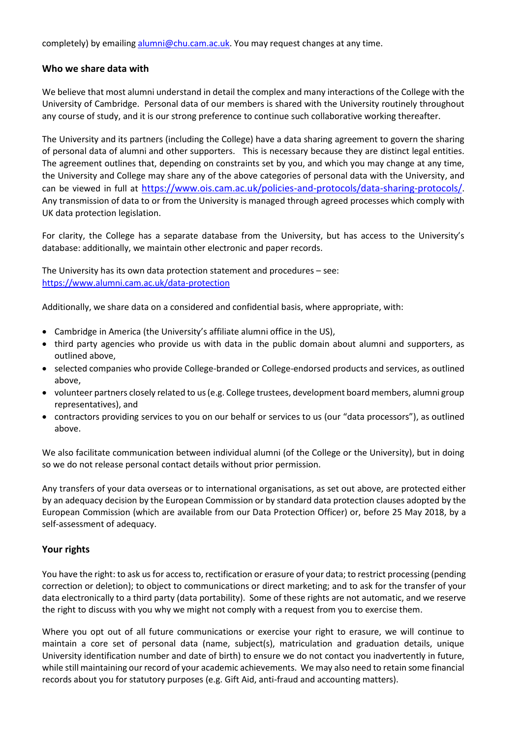completely) by emailing alumni@chu.cam.ac.uk. You may request changes at any time.

### Who we share data with

We believe that most alumni understand in detail the complex and many interactions of the College with the University of Cambridge. Personal data of our members is shared with the University routinely throughout any course of study, and it is our strong preference to continue such collaborative working thereafter.

The University and its partners (including the College) have a data sharing agreement to govern the sharing of personal data of alumni and other supporters. This is necessary because they are distinct legal entities. The agreement outlines that, depending on constraints set by you, and which you may change at any time, the University and College may share any of the above categories of personal data with the University, and can be viewed in full at https://www.ois.cam.ac.uk/policies-and-protocols/data-sharing-protocols/. Any transmission of data to or from the University is managed through agreed processes which comply with UK data protection legislation.

For clarity, the College has a separate database from the University, but has access to the University's database: additionally, we maintain other electronic and paper records.

The University has its own data protection statement and procedures – see:
https://www.alumni.cam.ac.uk/data-protection

Additionally, we share data on a considered and confidential basis, where appropriate, with:

- Cambridge in America (the University's affiliate alumni office in the US),
- third party agencies who provide us with data in the public domain about alumni and supporters, as outlined above,
- selected companies who provide College-branded or College-endorsed products and services, as outlined above,
- volunteer partners closely related to us (e.g. College trustees, development board members, alumni group representatives), and
- contractors providing services to you on our behalf or services to us (our "data processors"), as outlined above.

We also facilitate communication between individual alumni (of the College or the University), but in doing so we do not release personal contact details without prior permission.

Any transfers of your data overseas or to international organisations, as set out above, are protected either by an adequacy decision by the European Commission or by standard data protection clauses adopted by the European Commission (which are available from our Data Protection Officer) or, before 25 May 2018, by a self-assessment of adequacy.

### Your rights

You have the right: to ask us for access to, rectification or erasure of your data; to restrict processing (pending correction or deletion); to object to communications or direct marketing; and to ask for the transfer of your data electronically to a third party (data portability). Some of these rights are not automatic, and we reserve the right to discuss with you why we might not comply with a request from you to exercise them.

Where you opt out of all future communications or exercise your right to erasure, we will continue to maintain a core set of personal data (name, subject(s), matriculation and graduation details, unique University identification number and date of birth) to ensure we do not contact you inadvertently in future, while still maintaining our record of your academic achievements. We may also need to retain some financial records about you for statutory purposes (e.g. Gift Aid, anti-fraud and accounting matters).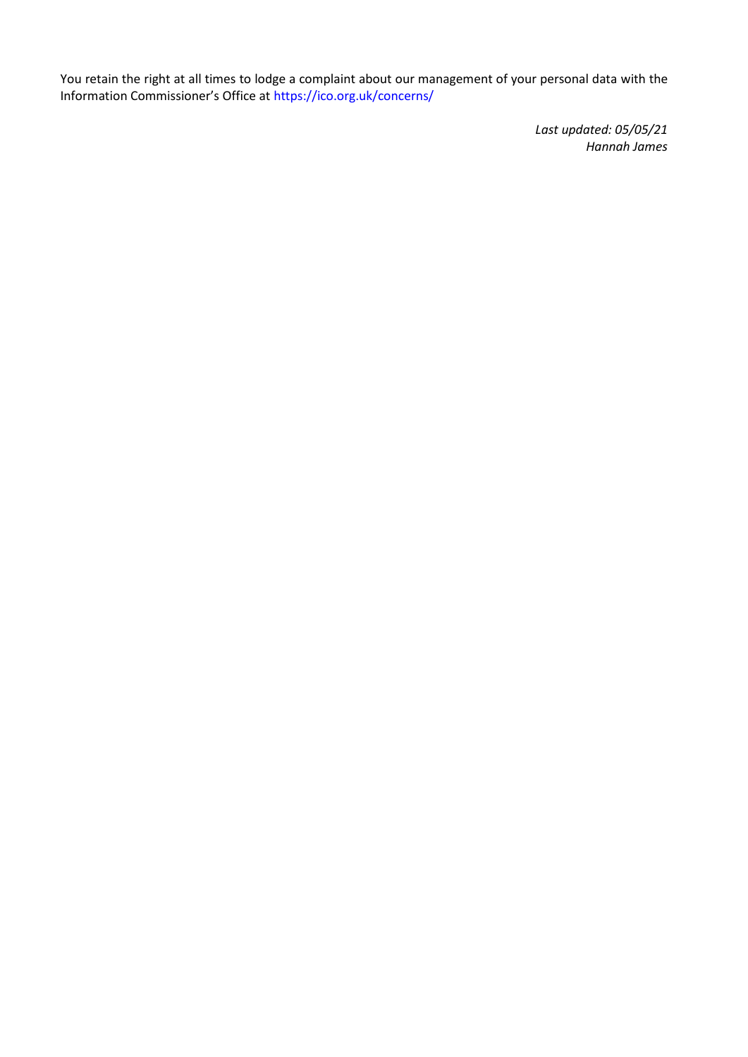You retain the right at all times to lodge a complaint about our management of your personal data with the Information Commissioner's Office at https://ico.org.uk/concerns/

*Last updated: 05/05/21*
*Hannah James*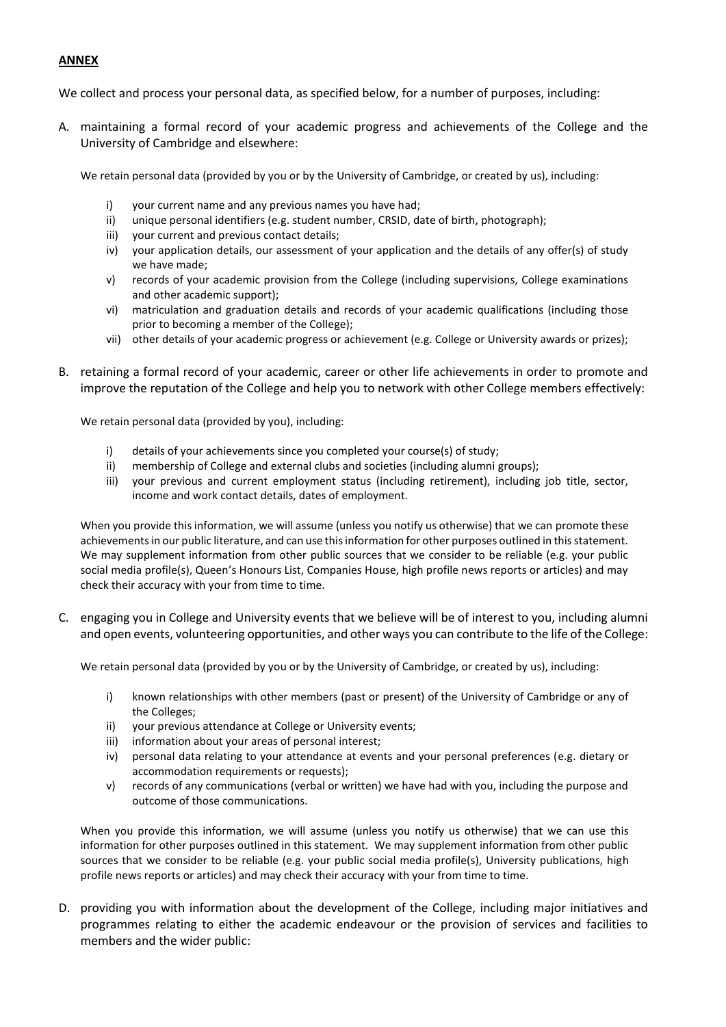**ANNEX**

We collect and process your personal data, as specified below, for a number of purposes, including:

A. maintaining a formal record of your academic progress and achievements of the College and the University of Cambridge and elsewhere:

   We retain personal data (provided by you or by the University of Cambridge, or created by us), including:

   i) your current name and any previous names you have had;
   ii) unique personal identifiers (e.g. student number, CRSID, date of birth, photograph);
   iii) your current and previous contact details;
   iv) your application details, our assessment of your application and the details of any offer(s) of study we have made;
   v) records of your academic provision from the College (including supervisions, College examinations and other academic support);
   vi) matriculation and graduation details and records of your academic qualifications (including those prior to becoming a member of the College);
   vii) other details of your academic progress or achievement (e.g. College or University awards or prizes);

B. retaining a formal record of your academic, career or other life achievements in order to promote and improve the reputation of the College and help you to network with other College members effectively:

   We retain personal data (provided by you), including:

   i) details of your achievements since you completed your course(s) of study;
   ii) membership of College and external clubs and societies (including alumni groups);
   iii) your previous and current employment status (including retirement), including job title, sector, income and work contact details, dates of employment.

   When you provide this information, we will assume (unless you notify us otherwise) that we can promote these achievements in our public literature, and can use this information for other purposes outlined in this statement. We may supplement information from other public sources that we consider to be reliable (e.g. your public social media profile(s), Queen's Honours List, Companies House, high profile news reports or articles) and may check their accuracy with your from time to time.

C. engaging you in College and University events that we believe will be of interest to you, including alumni and open events, volunteering opportunities, and other ways you can contribute to the life of the College:

   We retain personal data (provided by you or by the University of Cambridge, or created by us), including:

   i) known relationships with other members (past or present) of the University of Cambridge or any of the Colleges;
   ii) your previous attendance at College or University events;
   iii) information about your areas of personal interest;
   iv) personal data relating to your attendance at events and your personal preferences (e.g. dietary or accommodation requirements or requests);
   v) records of any communications (verbal or written) we have had with you, including the purpose and outcome of those communications.

   When you provide this information, we will assume (unless you notify us otherwise) that we can use this information for other purposes outlined in this statement. We may supplement information from other public sources that we consider to be reliable (e.g. your public social media profile(s), University publications, high profile news reports or articles) and may check their accuracy with your from time to time.

D. providing you with information about the development of the College, including major initiatives and programmes relating to either the academic endeavour or the provision of services and facilities to members and the wider public: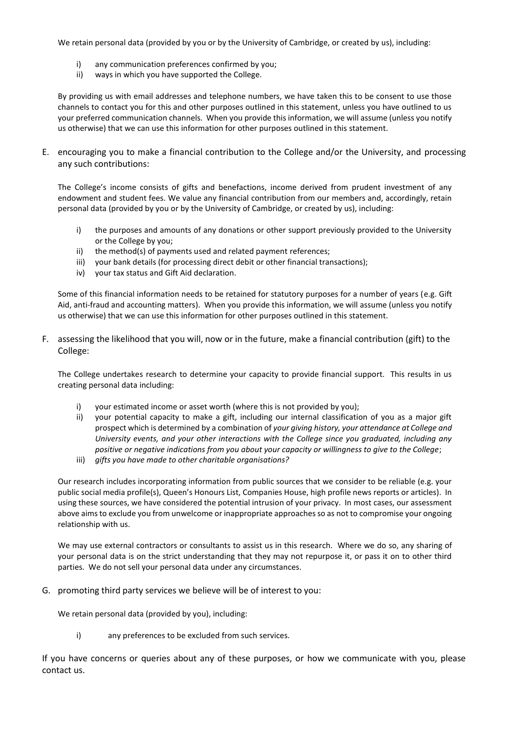We retain personal data (provided by you or by the University of Cambridge, or created by us), including:

i) any communication preferences confirmed by you;
ii) ways in which you have supported the College.

By providing us with email addresses and telephone numbers, we have taken this to be consent to use those channels to contact you for this and other purposes outlined in this statement, unless you have outlined to us your preferred communication channels. When you provide this information, we will assume (unless you notify us otherwise) that we can use this information for other purposes outlined in this statement.

E. encouraging you to make a financial contribution to the College and/or the University, and processing any such contributions:

The College's income consists of gifts and benefactions, income derived from prudent investment of any endowment and student fees. We value any financial contribution from our members and, accordingly, retain personal data (provided by you or by the University of Cambridge, or created by us), including:

i) the purposes and amounts of any donations or other support previously provided to the University or the College by you;
ii) the method(s) of payments used and related payment references;
iii) your bank details (for processing direct debit or other financial transactions);
iv) your tax status and Gift Aid declaration.

Some of this financial information needs to be retained for statutory purposes for a number of years (e.g. Gift Aid, anti-fraud and accounting matters). When you provide this information, we will assume (unless you notify us otherwise) that we can use this information for other purposes outlined in this statement.

F. assessing the likelihood that you will, now or in the future, make a financial contribution (gift) to the College:

The College undertakes research to determine your capacity to provide financial support. This results in us creating personal data including:

i) your estimated income or asset worth (where this is not provided by you);
ii) your potential capacity to make a gift, including our internal classification of you as a major gift prospect which is determined by a combination of *your giving history, your attendance at College and University events, and your other interactions with the College since you graduated, including any positive or negative indications from you about your capacity or willingness to give to the College*;
iii) *gifts you have made to other charitable organisations?*

Our research includes incorporating information from public sources that we consider to be reliable (e.g. your public social media profile(s), Queen's Honours List, Companies House, high profile news reports or articles). In using these sources, we have considered the potential intrusion of your privacy. In most cases, our assessment above aims to exclude you from unwelcome or inappropriate approaches so as not to compromise your ongoing relationship with us.

We may use external contractors or consultants to assist us in this research. Where we do so, any sharing of your personal data is on the strict understanding that they may not repurpose it, or pass it on to other third parties. We do not sell your personal data under any circumstances.

G. promoting third party services we believe will be of interest to you:

We retain personal data (provided by you), including:

i) any preferences to be excluded from such services.

If you have concerns or queries about any of these purposes, or how we communicate with you, please contact us.